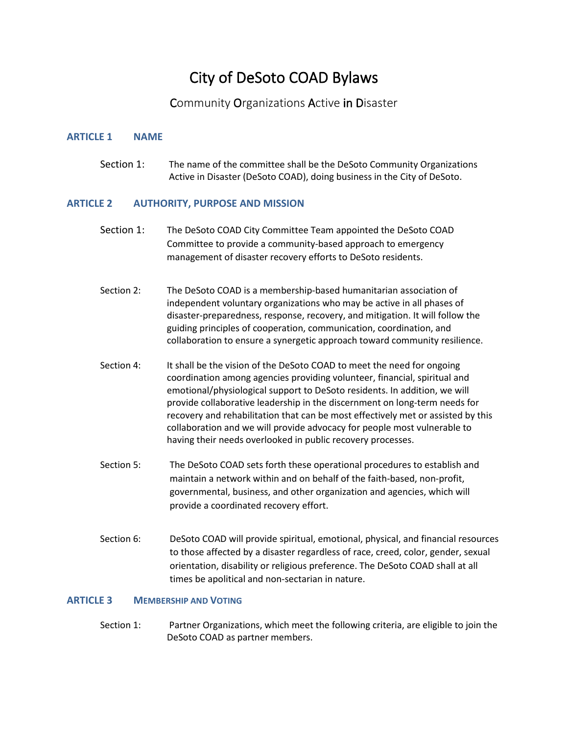# City of DeSoto COAD Bylaws

## Community Organizations Active in Disaster

### ARTICLE 1 NAME

Section 1: The name of the committee shall be the DeSoto Community Organizations Active in Disaster (DeSoto COAD), doing business in the City of DeSoto.

### ARTICLE 2 AUTHORITY, PURPOSE AND MISSION

Section 1: The DeSoto COAD City Committee Team appointed the DeSoto COAD Committee to provide a community-based approach to emergency management of disaster recovery efforts to DeSoto residents.

Section 2: The DeSoto COAD is a membership-based humanitarian association of independent voluntary organizations who may be active in all phases of disaster-preparedness, response, recovery, and mitigation. It will follow the guiding principles of cooperation, communication, coordination, and collaboration to ensure a synergetic approach toward community resilience.

Section 4: It shall be the vision of the DeSoto COAD to meet the need for ongoing coordination among agencies providing volunteer, financial, spiritual and emotional/physiological support to DeSoto residents. In addition, we will provide collaborative leadership in the discernment on long-term needs for recovery and rehabilitation that can be most effectively met or assisted by this collaboration and we will provide advocacy for people most vulnerable to having their needs overlooked in public recovery processes.

Section 5: The DeSoto COAD sets forth these operational procedures to establish and maintain a network within and on behalf of the faith-based, non-profit, governmental, business, and other organization and agencies, which will provide a coordinated recovery effort.

Section 6: DeSoto COAD will provide spiritual, emotional, physical, and financial resources to those affected by a disaster regardless of race, creed, color, gender, sexual orientation, disability or religious preference. The DeSoto COAD shall at all times be apolitical and non-sectarian in nature.

### ARTICLE 3 MEMBERSHIP AND VOTING

Section 1: Partner Organizations, which meet the following criteria, are eligible to join the DeSoto COAD as partner members.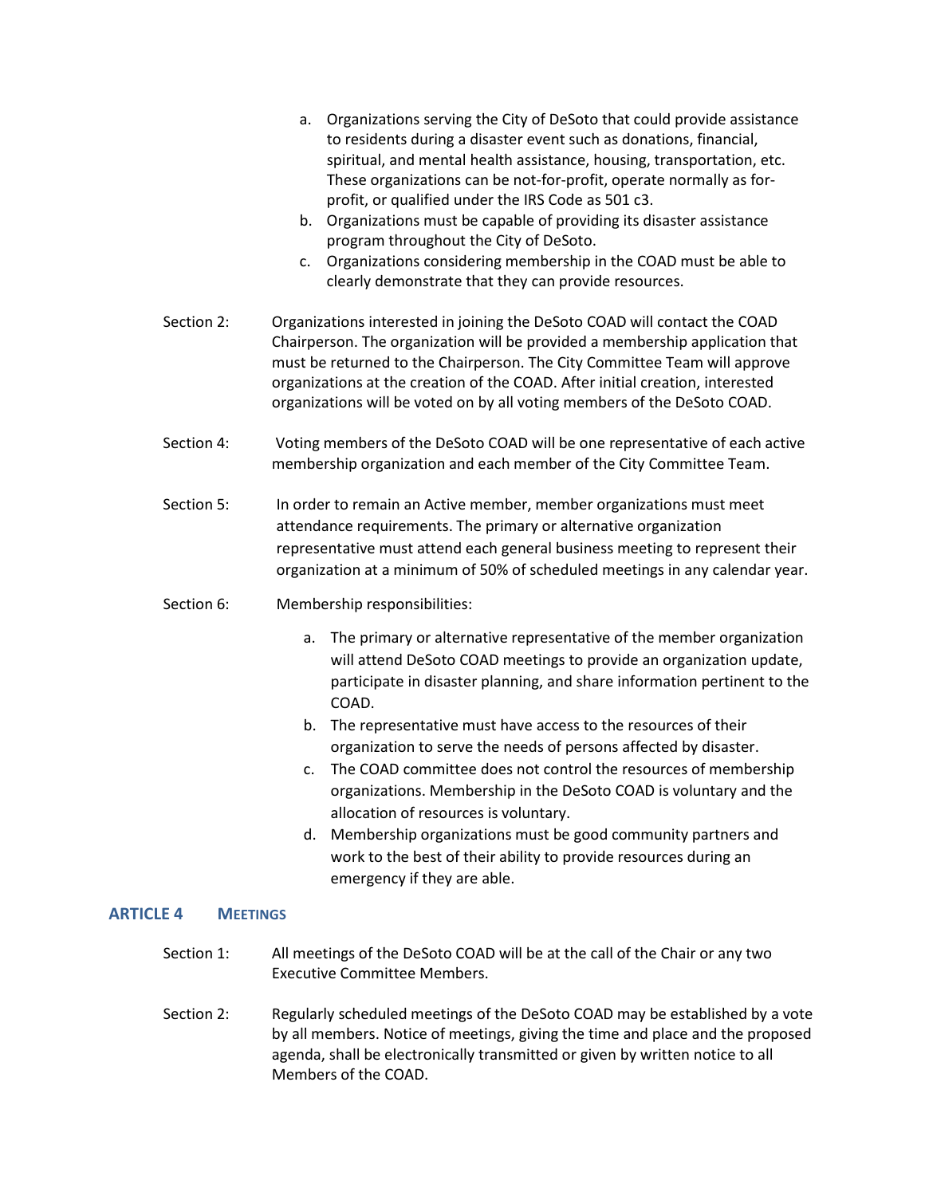a. Organizations serving the City of DeSoto that could provide assistance to residents during a disaster event such as donations, financial, spiritual, and mental health assistance, housing, transportation, etc. These organizations can be not-for-profit, operate normally as for-profit, or qualified under the IRS Code as 501 c3.
b. Organizations must be capable of providing its disaster assistance program throughout the City of DeSoto.
c. Organizations considering membership in the COAD must be able to clearly demonstrate that they can provide resources.

Section 2: Organizations interested in joining the DeSoto COAD will contact the COAD Chairperson. The organization will be provided a membership application that must be returned to the Chairperson. The City Committee Team will approve organizations at the creation of the COAD. After initial creation, interested organizations will be voted on by all voting members of the DeSoto COAD.

Section 4: Voting members of the DeSoto COAD will be one representative of each active membership organization and each member of the City Committee Team.

Section 5: In order to remain an Active member, member organizations must meet attendance requirements. The primary or alternative organization representative must attend each general business meeting to represent their organization at a minimum of 50% of scheduled meetings in any calendar year.

Section 6: Membership responsibilities:

a. The primary or alternative representative of the member organization will attend DeSoto COAD meetings to provide an organization update, participate in disaster planning, and share information pertinent to the COAD.
b. The representative must have access to the resources of their organization to serve the needs of persons affected by disaster.
c. The COAD committee does not control the resources of membership organizations. Membership in the DeSoto COAD is voluntary and the allocation of resources is voluntary.
d. Membership organizations must be good community partners and work to the best of their ability to provide resources during an emergency if they are able.

## ARTICLE 4 MEETINGS

Section 1: All meetings of the DeSoto COAD will be at the call of the Chair or any two Executive Committee Members.

Section 2: Regularly scheduled meetings of the DeSoto COAD may be established by a vote by all members. Notice of meetings, giving the time and place and the proposed agenda, shall be electronically transmitted or given by written notice to all Members of the COAD.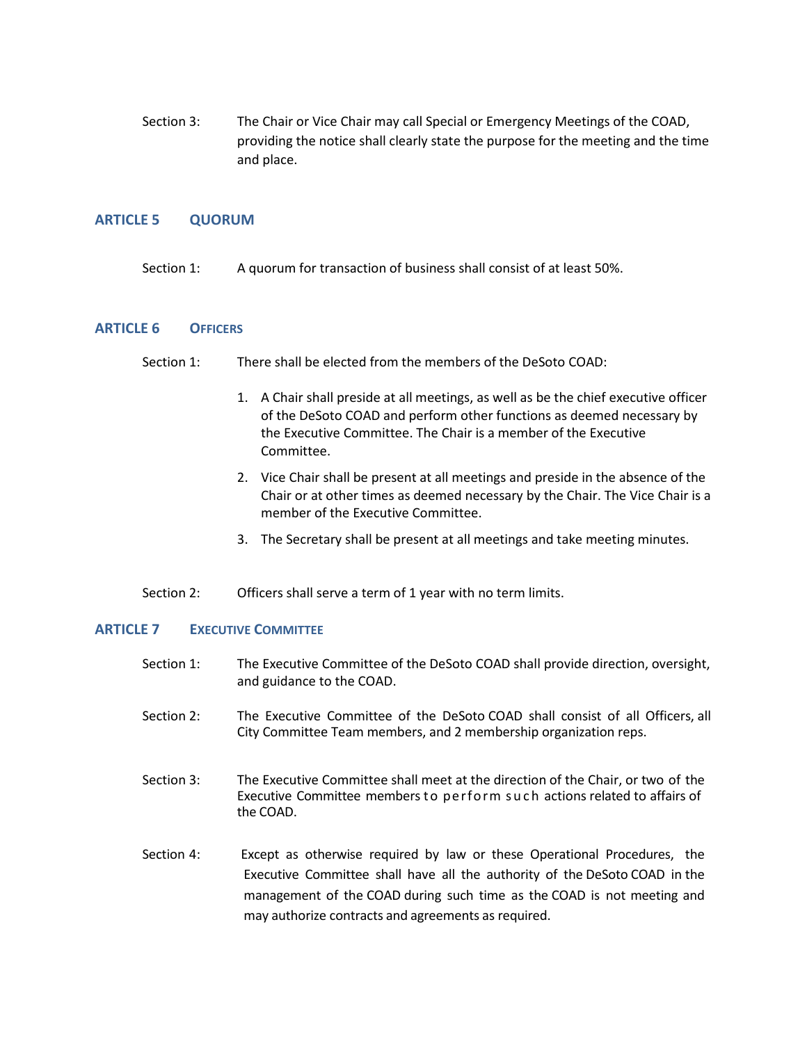Section 3: The Chair or Vice Chair may call Special or Emergency Meetings of the COAD, providing the notice shall clearly state the purpose for the meeting and the time and place.

## ARTICLE 5 QUORUM

Section 1: A quorum for transaction of business shall consist of at least 50%.

## ARTICLE 6 OFFICERS

Section 1: There shall be elected from the members of the DeSoto COAD:

1. A Chair shall preside at all meetings, as well as be the chief executive officer of the DeSoto COAD and perform other functions as deemed necessary by the Executive Committee. The Chair is a member of the Executive Committee.
2. Vice Chair shall be present at all meetings and preside in the absence of the Chair or at other times as deemed necessary by the Chair. The Vice Chair is a member of the Executive Committee.
3. The Secretary shall be present at all meetings and take meeting minutes.

Section 2: Officers shall serve a term of 1 year with no term limits.

## ARTICLE 7 EXECUTIVE COMMITTEE

Section 1: The Executive Committee of the DeSoto COAD shall provide direction, oversight, and guidance to the COAD.

Section 2: The Executive Committee of the DeSoto COAD shall consist of all Officers, all City Committee Team members, and 2 membership organization reps.

Section 3: The Executive Committee shall meet at the direction of the Chair, or two of the Executive Committee members to perform such actions related to affairs of the COAD.

Section 4: Except as otherwise required by law or these Operational Procedures, the Executive Committee shall have all the authority of the DeSoto COAD in the management of the COAD during such time as the COAD is not meeting and may authorize contracts and agreements as required.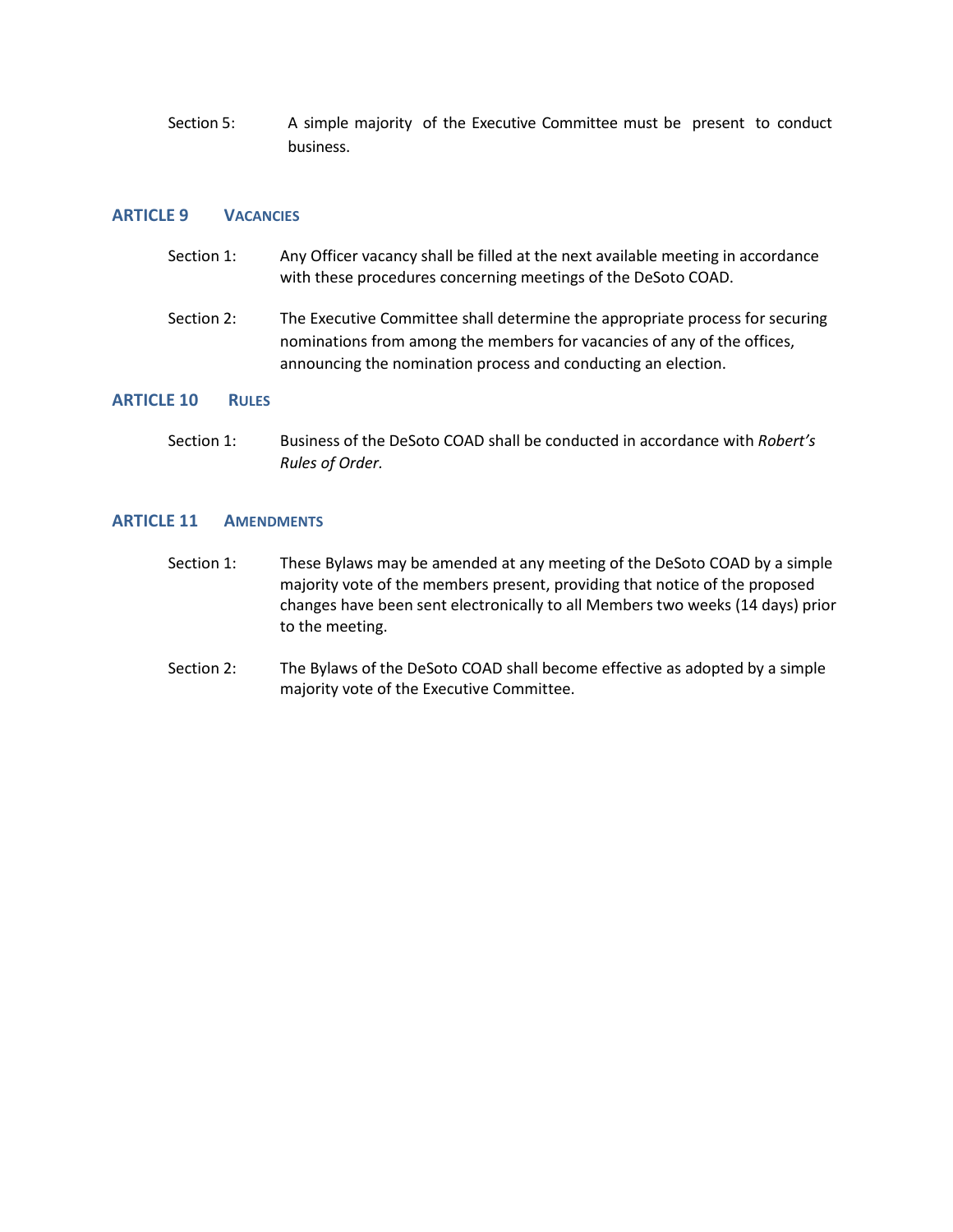Section 5: A simple majority of the Executive Committee must be present to conduct business.

## ARTICLE 9 VACANCIES

Section 1: Any Officer vacancy shall be filled at the next available meeting in accordance with these procedures concerning meetings of the DeSoto COAD.

Section 2: The Executive Committee shall determine the appropriate process for securing nominations from among the members for vacancies of any of the offices, announcing the nomination process and conducting an election.

## ARTICLE 10 RULES

Section 1: Business of the DeSoto COAD shall be conducted in accordance with *Robert's Rules of Order.*

## ARTICLE 11 AMENDMENTS

Section 1: These Bylaws may be amended at any meeting of the DeSoto COAD by a simple majority vote of the members present, providing that notice of the proposed changes have been sent electronically to all Members two weeks (14 days) prior to the meeting.

Section 2: The Bylaws of the DeSoto COAD shall become effective as adopted by a simple majority vote of the Executive Committee.